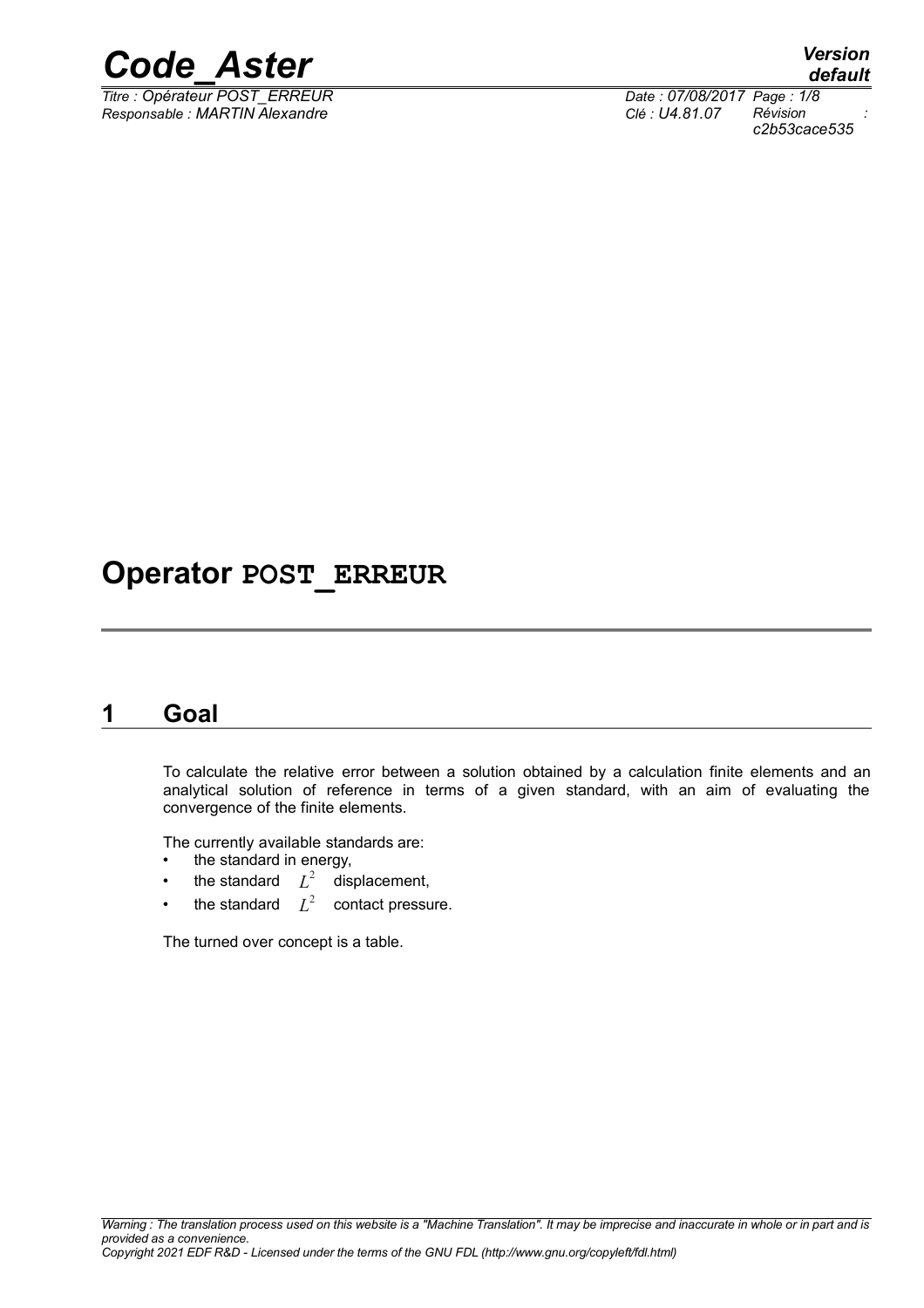# Operator POST_ERREUR

## 1 Goal

To calculate the relative error between a solution obtained by a calculation finite elements and an analytical solution of reference in terms of a given standard, with an aim of evaluating the convergence of the finite elements.

The currently available standards are:

- the standard in energy,
- the standard $L^2$ displacement,
- the standard $L^2$ contact pressure.

The turned over concept is a table.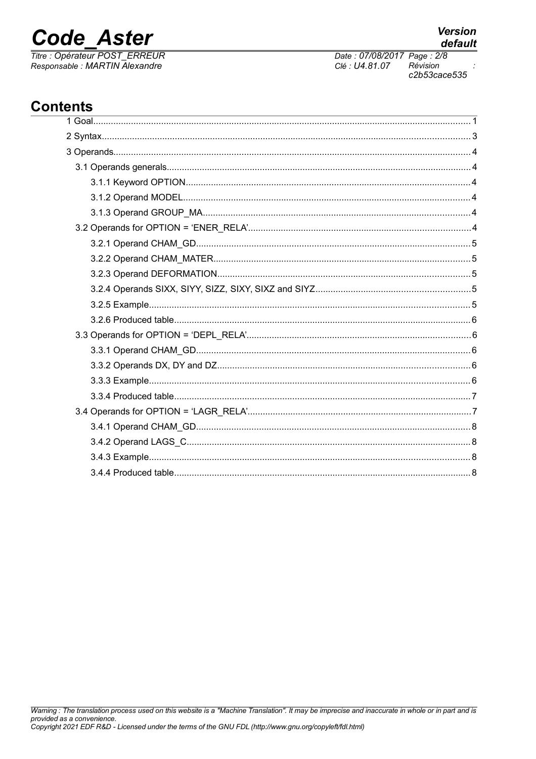# Contents

1 Goal..........1
2 Syntax..........3
3 Operands..........4
 3.1 Operands generals..........4
  3.1.1 Keyword OPTION..........4
  3.1.2 Operand MODEL..........4
  3.1.3 Operand GROUP_MA..........4
 3.2 Operands for OPTION = 'ENER_RELA'..........4
  3.2.1 Operand CHAM_GD..........5
  3.2.2 Operand CHAM_MATER..........5
  3.2.3 Operand DEFORMATION..........5
  3.2.4 Operands SIXX, SIYY, SIZZ, SIXY, SIXZ and SIYZ..........5
  3.2.5 Example..........5
  3.2.6 Produced table..........6
 3.3 Operands for OPTION = 'DEPL_RELA'..........6
  3.3.1 Operand CHAM_GD..........6
  3.3.2 Operands DX, DY and DZ..........6
  3.3.3 Example..........6
  3.3.4 Produced table..........7
 3.4 Operands for OPTION = 'LAGR_RELA'..........7
  3.4.1 Operand CHAM_GD..........8
  3.4.2 Operand LAGS_C..........8
  3.4.3 Example..........8
  3.4.4 Produced table..........8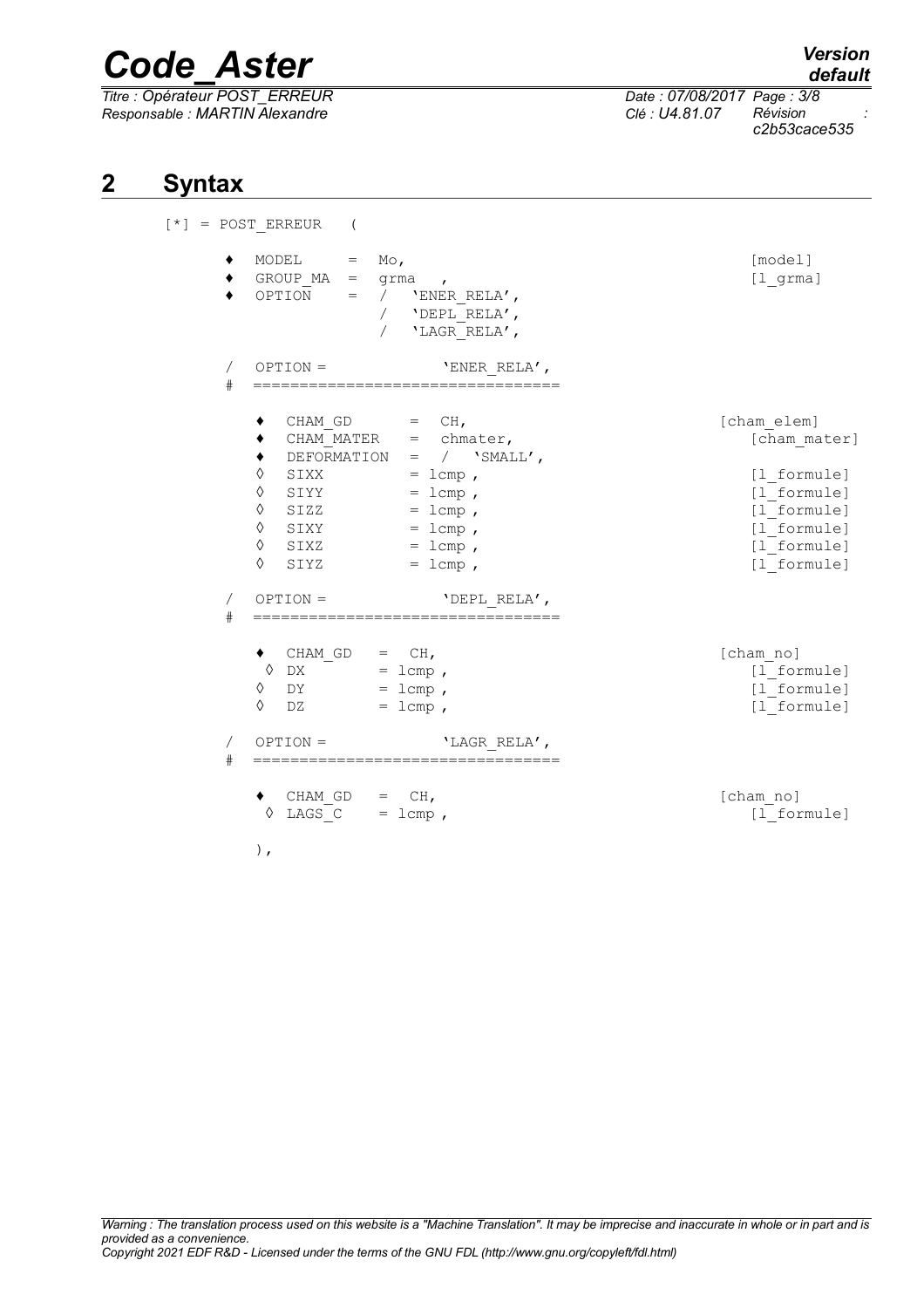## 2 Syntax

```
[*] = POST_ERREUR   (

    ♦  MODEL     =  Mo,                                          [model]
    ♦  GROUP_MA  =  grma   ,                                     [l_grma]
    ♦  OPTION    =  /  'ENER_RELA',
                    /  'DEPL_RELA',
                    /  'LAGR_RELA',

    /  OPTION =            'ENER_RELA',
    #  ================================

       ♦  CHAM_GD      =  CH,                                    [cham_elem]
       ♦  CHAM_MATER   =  chmater,                                  [cham_mater]
       ♦  DEFORMATION  =  /  'SMALL',
       ◊  SIXX         = lcmp ,                                     [l_formule]
       ◊  SIYY         = lcmp ,                                     [l_formule]
       ◊  SIZZ         = lcmp ,                                     [l_formule]
       ◊  SIXY         = lcmp ,                                     [l_formule]
       ◊  SIXZ         = lcmp ,                                     [l_formule]
       ◊  SIYZ         = lcmp ,                                     [l_formule]

    /  OPTION =            'DEPL_RELA',
    #  ================================

       ♦  CHAM_GD   =  CH,                                       [cham_no]
        ◊  DX       = lcmp ,                                        [l_formule]
       ◊  DY        = lcmp ,                                        [l_formule]
       ◊  DZ        = lcmp ,                                        [l_formule]

    /  OPTION =            'LAGR_RELA',
    #  ================================

       ♦  CHAM_GD   =  CH,                                       [cham_no]
        ◊  LAGS_C   = lcmp ,                                        [l_formule]

       ),
```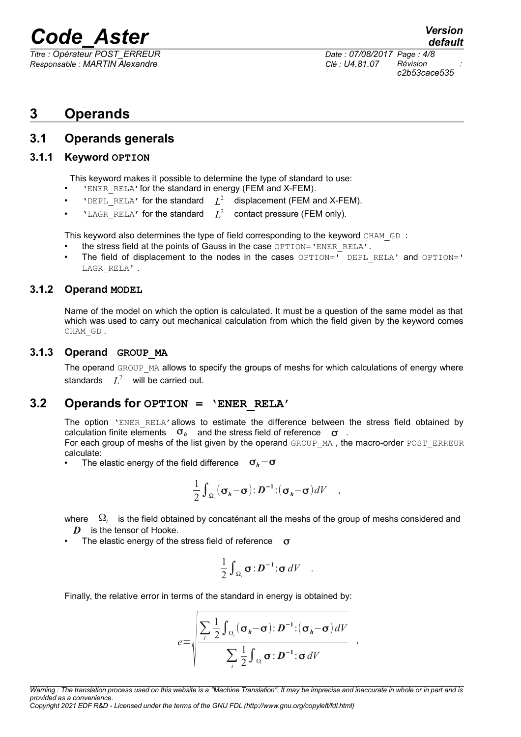# 3 Operands

## 3.1 Operands generals

### 3.1.1 Keyword **OPTION**

This keyword makes it possible to determine the type of standard to use:

- 'ENER_RELA' for the standard in energy (FEM and X-FEM).
- 'DEPL_RELA' for the standard $L^2$ displacement (FEM and X-FEM).
- 'LAGR_RELA' for the standard $L^2$ contact pressure (FEM only).

This keyword also determines the type of field corresponding to the keyword CHAM_GD :

- the stress field at the points of Gauss in the case OPTION='ENER_RELA'.
- The field of displacement to the nodes in the cases OPTION=' DEPL_RELA' and OPTION=' LAGR_RELA'.

### 3.1.2 Operand **MODEL**

Name of the model on which the option is calculated. It must be a question of the same model as that which was used to carry out mechanical calculation from which the field given by the keyword comes CHAM_GD.

### 3.1.3 Operand **GROUP_MA**

The operand GROUP_MA allows to specify the groups of meshs for which calculations of energy where standards $L^2$ will be carried out.

## 3.2 Operands for **OPTION = 'ENER_RELA'**

The option 'ENER_RELA' allows to estimate the difference between the stress field obtained by calculation finite elements $\boldsymbol{\sigma}_h$ and the stress field of reference $\boldsymbol{\sigma}$.

For each group of meshs of the list given by the operand GROUP_MA, the macro-order POST_ERREUR calculate:

- The elastic energy of the field difference $\boldsymbol{\sigma}_h - \boldsymbol{\sigma}$

$$\frac{1}{2}\int_{\Omega_i} (\boldsymbol{\sigma}_h - \boldsymbol{\sigma}) : \boldsymbol{D}^{-1} : (\boldsymbol{\sigma}_h - \boldsymbol{\sigma})\, dV \quad ,$$

where $\Omega_i$ is the field obtained by concaténant all the meshs of the group of meshs considered and $\boldsymbol{D}$ is the tensor of Hooke.

- The elastic energy of the stress field of reference $\boldsymbol{\sigma}$

$$\frac{1}{2}\int_{\Omega_i} \boldsymbol{\sigma} : \boldsymbol{D}^{-1} : \boldsymbol{\sigma}\, dV \quad .$$

Finally, the relative error in terms of the standard in energy is obtained by:

$$e = \sqrt{\frac{\sum_i \frac{1}{2}\int_{\Omega_i} (\boldsymbol{\sigma}_h - \boldsymbol{\sigma}) : \boldsymbol{D}^{-1} : (\boldsymbol{\sigma}_h - \boldsymbol{\sigma})\, dV}{\sum_i \frac{1}{2}\int_{\Omega_i} \boldsymbol{\sigma} : \boldsymbol{D}^{-1} : \boldsymbol{\sigma}\, dV}} \quad ,$$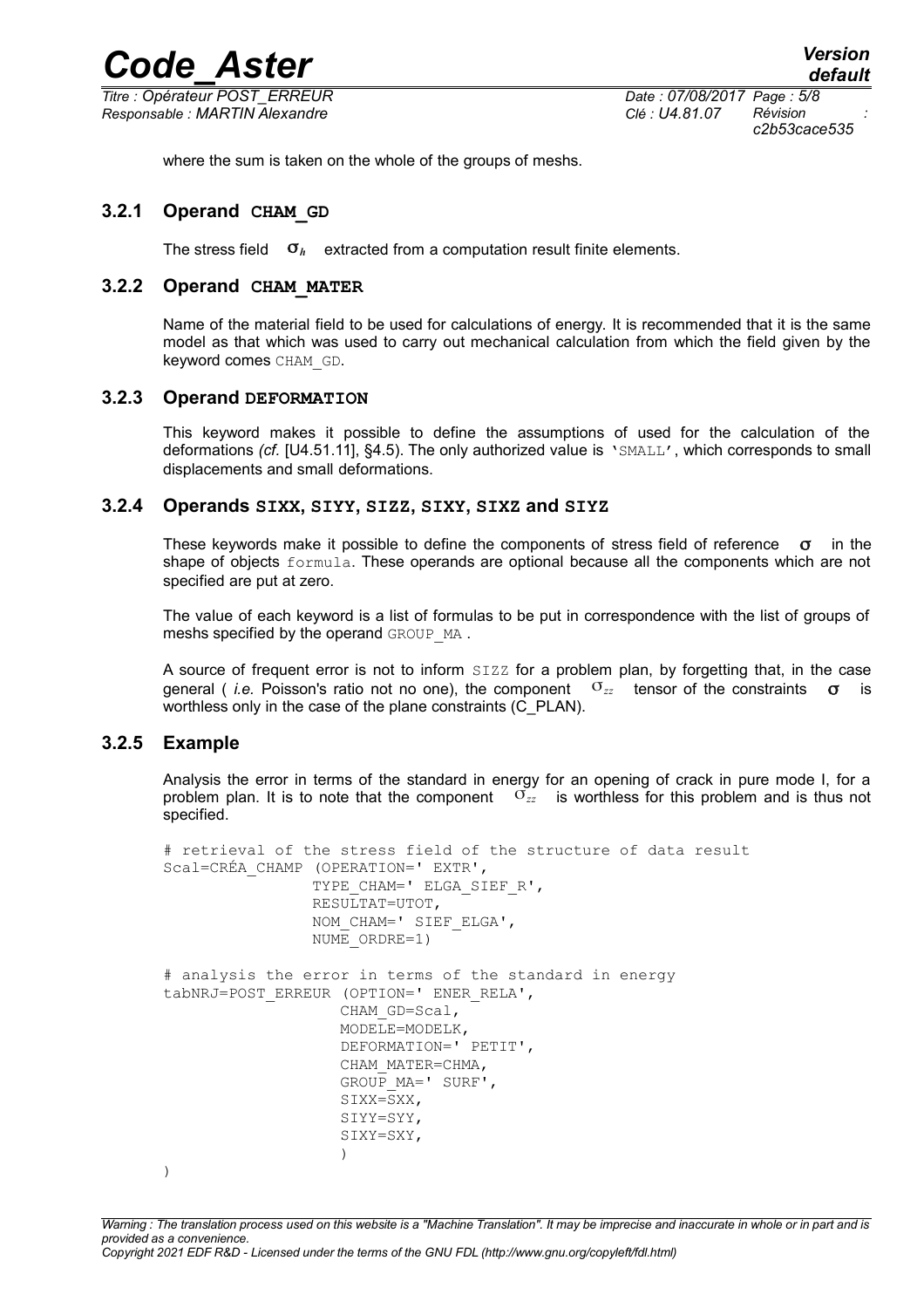where the sum is taken on the whole of the groups of meshs.

### 3.2.1 Operand CHAM_GD

The stress field $\sigma_h$ extracted from a computation result finite elements.

### 3.2.2 Operand CHAM_MATER

Name of the material field to be used for calculations of energy. It is recommended that it is the same model as that which was used to carry out mechanical calculation from which the field given by the keyword comes CHAM_GD.

### 3.2.3 Operand DEFORMATION

This keyword makes it possible to define the assumptions of used for the calculation of the deformations *(cf.* [U4.51.11], §4.5). The only authorized value is 'SMALL', which corresponds to small displacements and small deformations.

### 3.2.4 Operands SIXX, SIYY, SIZZ, SIXY, SIXZ and SIYZ

These keywords make it possible to define the components of stress field of reference $\sigma$ in the shape of objects formula. These operands are optional because all the components which are not specified are put at zero.

The value of each keyword is a list of formulas to be put in correspondence with the list of groups of meshs specified by the operand GROUP_MA .

A source of frequent error is not to inform SIZZ for a problem plan, by forgetting that, in the case general ( *i.e.* Poisson's ratio not no one), the component $\sigma_{zz}$ tensor of the constraints $\sigma$ is worthless only in the case of the plane constraints (C_PLAN).

### 3.2.5 Example

Analysis the error in terms of the standard in energy for an opening of crack in pure mode I, for a problem plan. It is to note that the component $\sigma_{zz}$ is worthless for this problem and is thus not specified.

```
# retrieval of the stress field of the structure of data result
Scal=CRÉA_CHAMP (OPERATION=' EXTR',
                 TYPE_CHAM=' ELGA_SIEF_R',
                 RESULTAT=UTOT,
                 NOM_CHAM=' SIEF_ELGA',
                 NUME_ORDRE=1)

# analysis the error in terms of the standard in energy
tabNRJ=POST_ERREUR (OPTION=' ENER_RELA',
                    CHAM_GD=Scal,
                    MODELE=MODELK,
                    DEFORMATION=' PETIT',
                    CHAM_MATER=CHMA,
                    GROUP_MA=' SURF',
                    SIXX=SXX,
                    SIYY=SYY,
                    SIXY=SXY,
                    )
)
```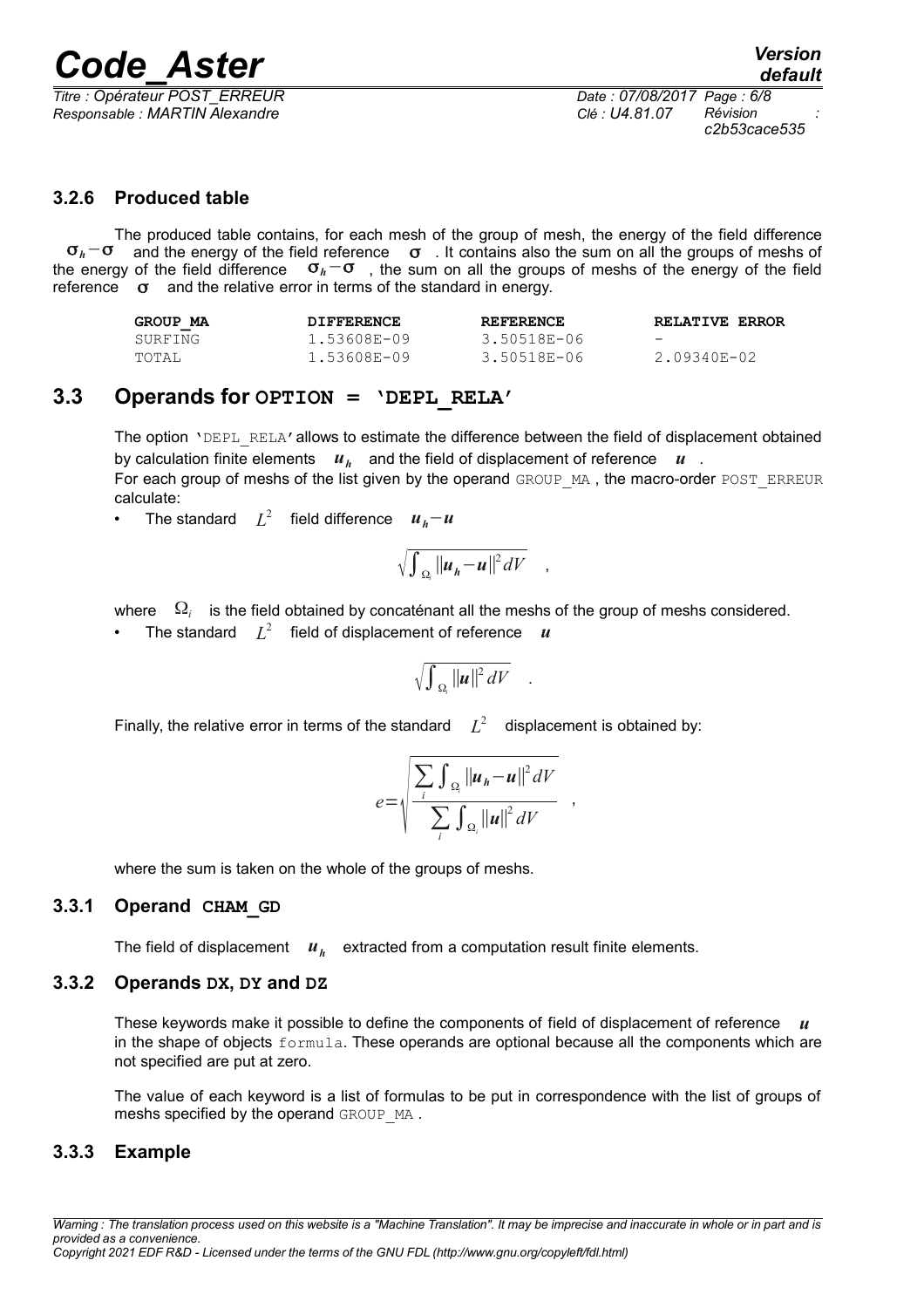### 3.2.6 Produced table

The produced table contains, for each mesh of the group of mesh, the energy of the field difference $\boldsymbol{\sigma}_h - \boldsymbol{\sigma}$ and the energy of the field reference $\boldsymbol{\sigma}$. It contains also the sum on all the groups of meshs of the energy of the field difference $\boldsymbol{\sigma}_h - \boldsymbol{\sigma}$, the sum on all the groups of meshs of the energy of the field reference $\boldsymbol{\sigma}$ and the relative error in terms of the standard in energy.

| GROUP_MA | DIFFERENCE | REFERENCE | RELATIVE ERROR |
|---|---|---|---|
| SURFING | 1.53608E-09 | 3.50518E-06 | - |
| TOTAL | 1.53608E-09 | 3.50518E-06 | 2.09340E-02 |

## 3.3 Operands for OPTION = 'DEPL_RELA'

The option 'DEPL_RELA' allows to estimate the difference between the field of displacement obtained by calculation finite elements $\boldsymbol{u}_h$ and the field of displacement of reference $\boldsymbol{u}$.

For each group of meshs of the list given by the operand GROUP_MA, the macro-order POST_ERREUR calculate:

- The standard $L^2$ field difference $\boldsymbol{u}_h - \boldsymbol{u}$

$$\sqrt{\int_{\Omega_i} \|\boldsymbol{u}_h - \boldsymbol{u}\|^2 dV} \quad ,$$

where $\Omega_i$ is the field obtained by concaténant all the meshs of the group of meshs considered.

- The standard $L^2$ field of displacement of reference $\boldsymbol{u}$

$$\sqrt{\int_{\Omega_i} \|\boldsymbol{u}\|^2 dV} \quad .$$

Finally, the relative error in terms of the standard $L^2$ displacement is obtained by:

$$e = \sqrt{\frac{\sum_i \int_{\Omega_i} \|\boldsymbol{u}_h - \boldsymbol{u}\|^2 dV}{\sum_i \int_{\Omega_i} \|\boldsymbol{u}\|^2 dV}} \quad ,$$

where the sum is taken on the whole of the groups of meshs.

### 3.3.1 Operand CHAM_GD

The field of displacement $\boldsymbol{u}_h$ extracted from a computation result finite elements.

### 3.3.2 Operands DX, DY and DZ

These keywords make it possible to define the components of field of displacement of reference $\boldsymbol{u}$ in the shape of objects formula. These operands are optional because all the components which are not specified are put at zero.

The value of each keyword is a list of formulas to be put in correspondence with the list of groups of meshs specified by the operand GROUP_MA.

### 3.3.3 Example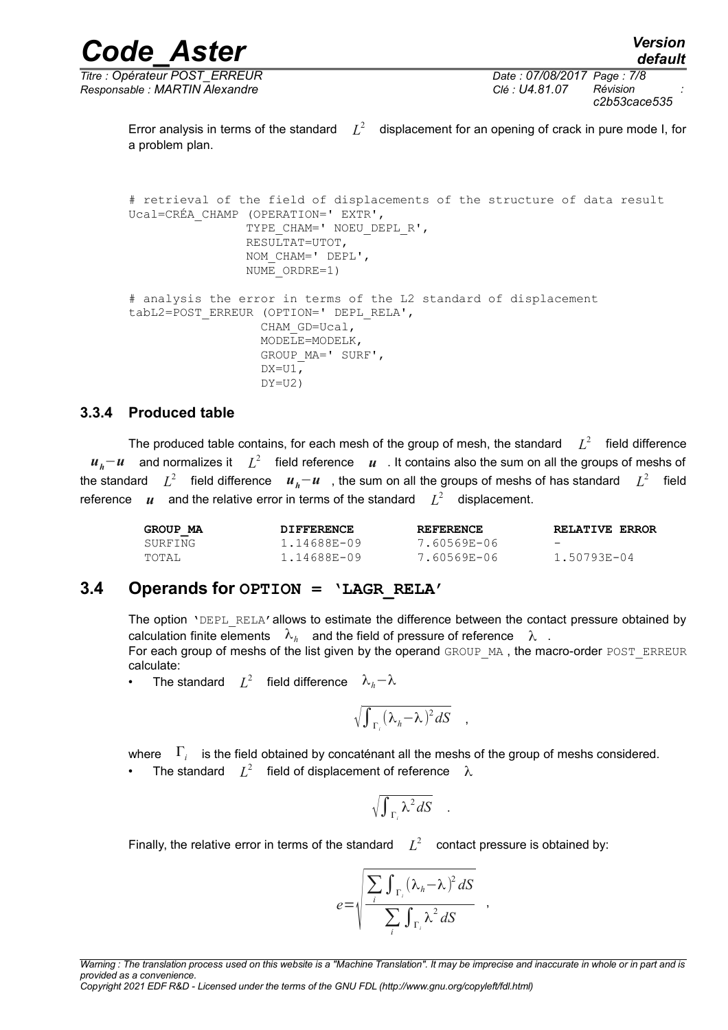Error analysis in terms of the standard $L^2$ displacement for an opening of crack in pure mode I, for a problem plan.

```
# retrieval of the field of displacements of the structure of data result
Ucal=CRÉA_CHAMP (OPERATION=' EXTR',
                TYPE_CHAM=' NOEU_DEPL_R',
                RESULTAT=UTOT,
                NOM_CHAM=' DEPL',
                NUME_ORDRE=1)

# analysis the error in terms of the L2 standard of displacement
tabL2=POST_ERREUR (OPTION=' DEPL_RELA',
                  CHAM_GD=Ucal,
                  MODELE=MODELK,
                  GROUP_MA=' SURF',
                  DX=U1,
                  DY=U2)
```

### 3.3.4 Produced table

The produced table contains, for each mesh of the group of mesh, the standard $L^2$ field difference $u_h - u$ and normalizes it $L^2$ field reference $u$. It contains also the sum on all the groups of meshs of the standard $L^2$ field difference $u_h - u$, the sum on all the groups of meshs of has standard $L^2$ field reference $u$ and the relative error in terms of the standard $L^2$ displacement.

| GROUP_MA | DIFFERENCE | REFERENCE | RELATIVE ERROR |
|---|---|---|---|
| SURFING | 1.14688E-09 | 7.60569E-06 | - |
| TOTAL | 1.14688E-09 | 7.60569E-06 | 1.50793E-04 |

## 3.4 Operands for OPTION = 'LAGR_RELA'

The option 'DEPL_RELA' allows to estimate the difference between the contact pressure obtained by calculation finite elements $\lambda_h$ and the field of pressure of reference $\lambda$.
For each group of meshs of the list given by the operand GROUP_MA, the macro-order POST_ERREUR calculate:

- The standard $L^2$ field difference $\lambda_h - \lambda$

$$\sqrt{\int_{\Gamma_i} (\lambda_h - \lambda)^2 dS} \quad ,$$

where $\Gamma_i$ is the field obtained by concaténant all the meshs of the group of meshs considered.

- The standard $L^2$ field of displacement of reference $\lambda$

$$\sqrt{\int_{\Gamma_i} \lambda^2 dS} \quad .$$

Finally, the relative error in terms of the standard $L^2$ contact pressure is obtained by:

$$e = \sqrt{\frac{\sum_i \int_{\Gamma_i} (\lambda_h - \lambda)^2 dS}{\sum_i \int_{\Gamma_i} \lambda^2 dS}} \quad ,$$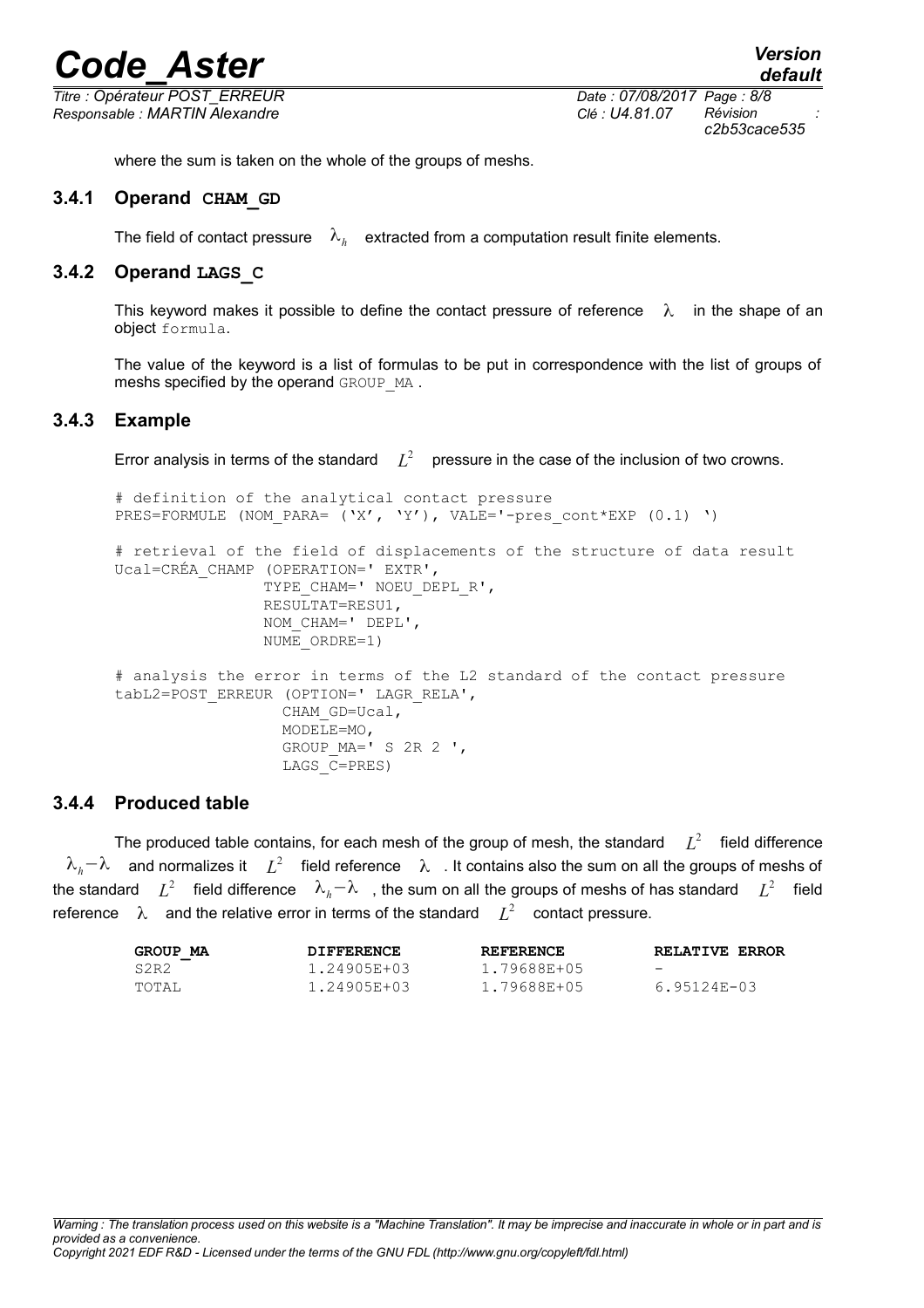where the sum is taken on the whole of the groups of meshs.

### 3.4.1 Operand CHAM_GD

The field of contact pressure $\lambda_h$ extracted from a computation result finite elements.

### 3.4.2 Operand LAGS_C

This keyword makes it possible to define the contact pressure of reference $\lambda$ in the shape of an object formula.

The value of the keyword is a list of formulas to be put in correspondence with the list of groups of meshs specified by the operand GROUP_MA .

### 3.4.3 Example

Error analysis in terms of the standard $L^2$ pressure in the case of the inclusion of two crowns.

```
# definition of the analytical contact pressure
PRES=FORMULE (NOM_PARA= ('X', 'Y'), VALE='-pres_cont*EXP (0.1) ')

# retrieval of the field of displacements of the structure of data result
Ucal=CRÉA_CHAMP (OPERATION=' EXTR',
                TYPE_CHAM=' NOEU_DEPL_R',
                RESULTAT=RESU1,
                NOM_CHAM=' DEPL',
                NUME_ORDRE=1)

# analysis the error in terms of the L2 standard of the contact pressure
tabL2=POST_ERREUR (OPTION=' LAGR_RELA',
                  CHAM_GD=Ucal,
                  MODELE=MO,
                  GROUP_MA=' S 2R 2 ',
                  LAGS_C=PRES)
```

### 3.4.4 Produced table

The produced table contains, for each mesh of the group of mesh, the standard $L^2$ field difference $\lambda_h - \lambda$ and normalizes it $L^2$ field reference $\lambda$ . It contains also the sum on all the groups of meshs of the standard $L^2$ field difference $\lambda_h - \lambda$ , the sum on all the groups of meshs of has standard $L^2$ field reference $\lambda$ and the relative error in terms of the standard $L^2$ contact pressure.

| GROUP_MA | DIFFERENCE | REFERENCE | RELATIVE ERROR |
|---|---|---|---|
| S2R2 | 1.24905E+03 | 1.79688E+05 | - |
| TOTAL | 1.24905E+03 | 1.79688E+05 | 6.95124E-03 |